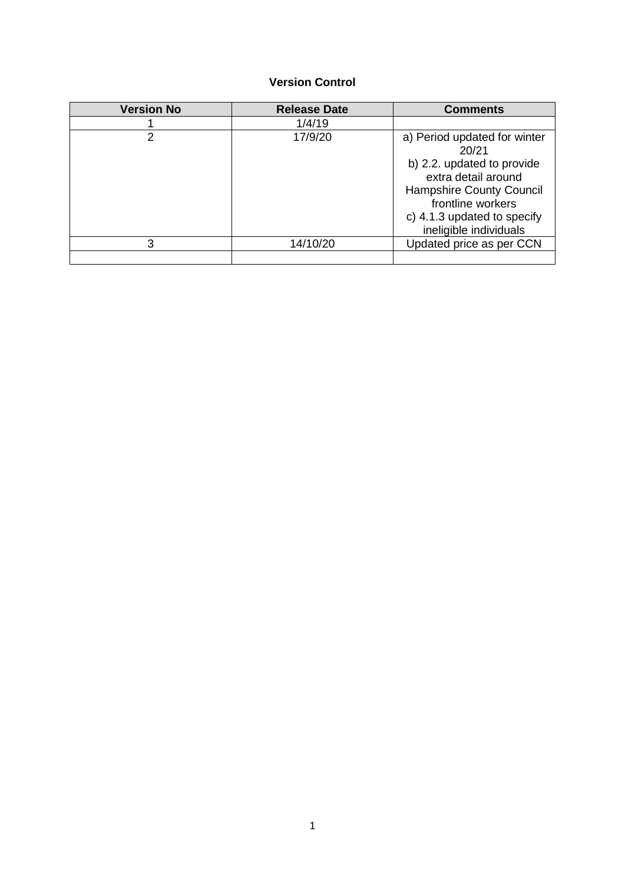**Version Control**

| Version No | Release Date | Comments |
| --- | --- | --- |
| 1 | 1/4/19 | |
| 2 | 17/9/20 | a) Period updated for winter 20/21<br>b) 2.2. updated to provide extra detail around Hampshire County Council frontline workers<br>c) 4.1.3 updated to specify ineligible individuals |
| 3 | 14/10/20 | Updated price as per CCN |
| | | |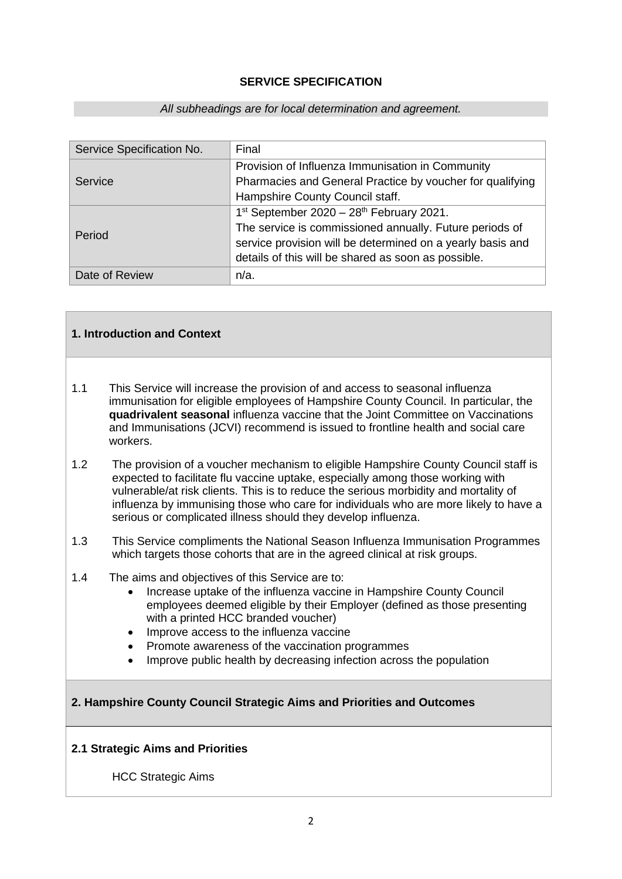**SERVICE SPECIFICATION**

*All subheadings are for local determination and agreement.*

| Service Specification No. | Final |
|---|---|
| Service | Provision of Influenza Immunisation in Community Pharmacies and General Practice by voucher for qualifying Hampshire County Council staff. |
| Period | 1st September 2020 – 28th February 2021. The service is commissioned annually. Future periods of service provision will be determined on a yearly basis and details of this will be shared as soon as possible. |
| Date of Review | n/a. |

## 1. Introduction and Context

1.1 This Service will increase the provision of and access to seasonal influenza immunisation for eligible employees of Hampshire County Council. In particular, the **quadrivalent seasonal** influenza vaccine that the Joint Committee on Vaccinations and Immunisations (JCVI) recommend is issued to frontline health and social care workers.

1.2 The provision of a voucher mechanism to eligible Hampshire County Council staff is expected to facilitate flu vaccine uptake, especially among those working with vulnerable/at risk clients. This is to reduce the serious morbidity and mortality of influenza by immunising those who care for individuals who are more likely to have a serious or complicated illness should they develop influenza.

1.3 This Service compliments the National Season Influenza Immunisation Programmes which targets those cohorts that are in the agreed clinical at risk groups.

1.4 The aims and objectives of this Service are to:

- Increase uptake of the influenza vaccine in Hampshire County Council employees deemed eligible by their Employer (defined as those presenting with a printed HCC branded voucher)
- Improve access to the influenza vaccine
- Promote awareness of the vaccination programmes
- Improve public health by decreasing infection across the population

## 2. Hampshire County Council Strategic Aims and Priorities and Outcomes

### 2.1 Strategic Aims and Priorities

HCC Strategic Aims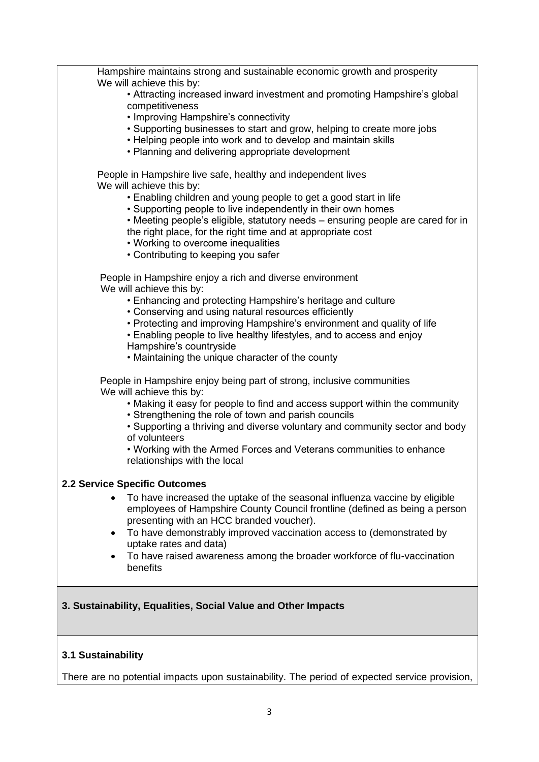Hampshire maintains strong and sustainable economic growth and prosperity
We will achieve this by:

- Attracting increased inward investment and promoting Hampshire's global competitiveness
- Improving Hampshire's connectivity
- Supporting businesses to start and grow, helping to create more jobs
- Helping people into work and to develop and maintain skills
- Planning and delivering appropriate development

People in Hampshire live safe, healthy and independent lives
We will achieve this by:

- Enabling children and young people to get a good start in life
- Supporting people to live independently in their own homes
- Meeting people's eligible, statutory needs – ensuring people are cared for in the right place, for the right time and at appropriate cost
- Working to overcome inequalities
- Contributing to keeping you safer

People in Hampshire enjoy a rich and diverse environment
We will achieve this by:

- Enhancing and protecting Hampshire's heritage and culture
- Conserving and using natural resources efficiently
- Protecting and improving Hampshire's environment and quality of life
- Enabling people to live healthy lifestyles, and to access and enjoy Hampshire's countryside
- Maintaining the unique character of the county

People in Hampshire enjoy being part of strong, inclusive communities
We will achieve this by:

- Making it easy for people to find and access support within the community
- Strengthening the role of town and parish councils
- Supporting a thriving and diverse voluntary and community sector and body of volunteers
- Working with the Armed Forces and Veterans communities to enhance relationships with the local

### 2.2 Service Specific Outcomes

- To have increased the uptake of the seasonal influenza vaccine by eligible employees of Hampshire County Council frontline (defined as being a person presenting with an HCC branded voucher).
- To have demonstrably improved vaccination access to (demonstrated by uptake rates and data)
- To have raised awareness among the broader workforce of flu-vaccination benefits

## 3. Sustainability, Equalities, Social Value and Other Impacts

### 3.1 Sustainability

There are no potential impacts upon sustainability. The period of expected service provision,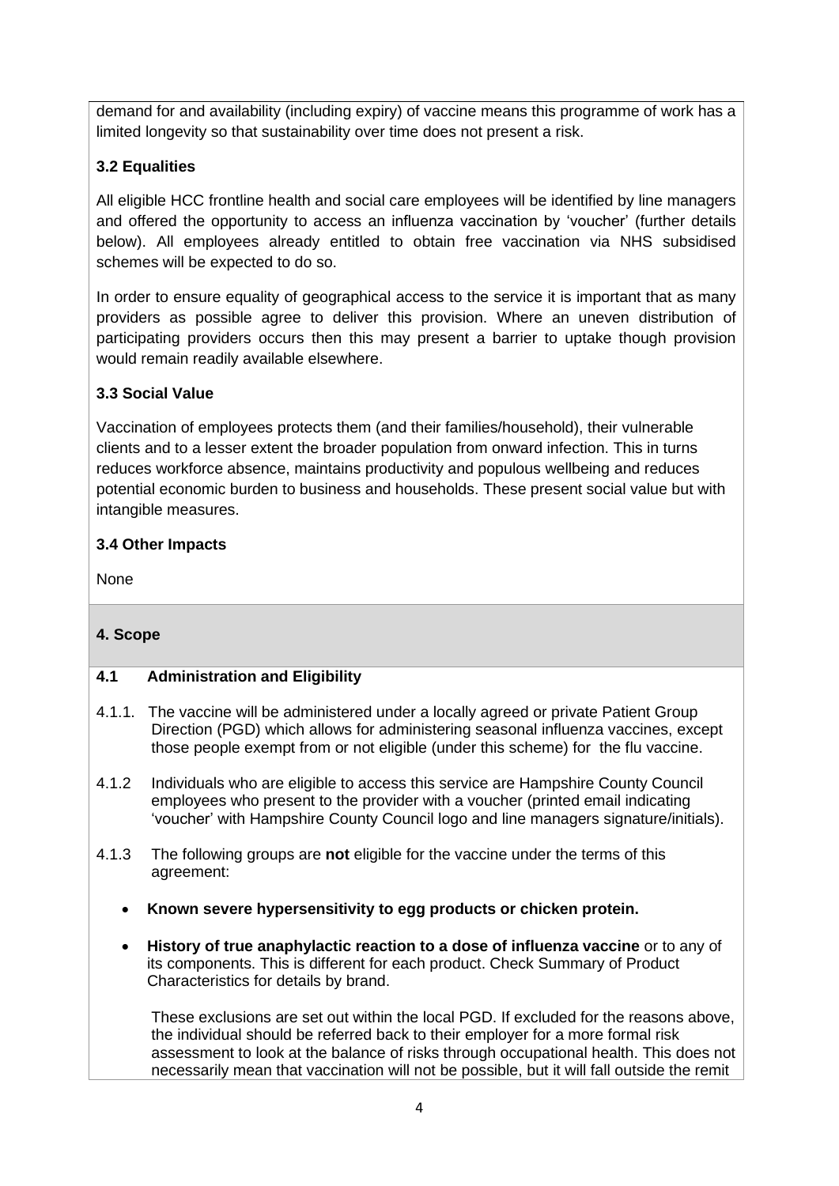demand for and availability (including expiry) of vaccine means this programme of work has a limited longevity so that sustainability over time does not present a risk.

### 3.2 Equalities

All eligible HCC frontline health and social care employees will be identified by line managers and offered the opportunity to access an influenza vaccination by 'voucher' (further details below). All employees already entitled to obtain free vaccination via NHS subsidised schemes will be expected to do so.

In order to ensure equality of geographical access to the service it is important that as many providers as possible agree to deliver this provision. Where an uneven distribution of participating providers occurs then this may present a barrier to uptake though provision would remain readily available elsewhere.

### 3.3 Social Value

Vaccination of employees protects them (and their families/household), their vulnerable clients and to a lesser extent the broader population from onward infection. This in turns reduces workforce absence, maintains productivity and populous wellbeing and reduces potential economic burden to business and households. These present social value but with intangible measures.

### 3.4 Other Impacts

None

## 4. Scope

### 4.1 Administration and Eligibility

4.1.1. The vaccine will be administered under a locally agreed or private Patient Group Direction (PGD) which allows for administering seasonal influenza vaccines, except those people exempt from or not eligible (under this scheme) for the flu vaccine.

4.1.2 Individuals who are eligible to access this service are Hampshire County Council employees who present to the provider with a voucher (printed email indicating 'voucher' with Hampshire County Council logo and line managers signature/initials).

4.1.3 The following groups are **not** eligible for the vaccine under the terms of this agreement:

- **Known severe hypersensitivity to egg products or chicken protein.**
- **History of true anaphylactic reaction to a dose of influenza vaccine** or to any of its components. This is different for each product. Check Summary of Product Characteristics for details by brand.

These exclusions are set out within the local PGD. If excluded for the reasons above, the individual should be referred back to their employer for a more formal risk assessment to look at the balance of risks through occupational health. This does not necessarily mean that vaccination will not be possible, but it will fall outside the remit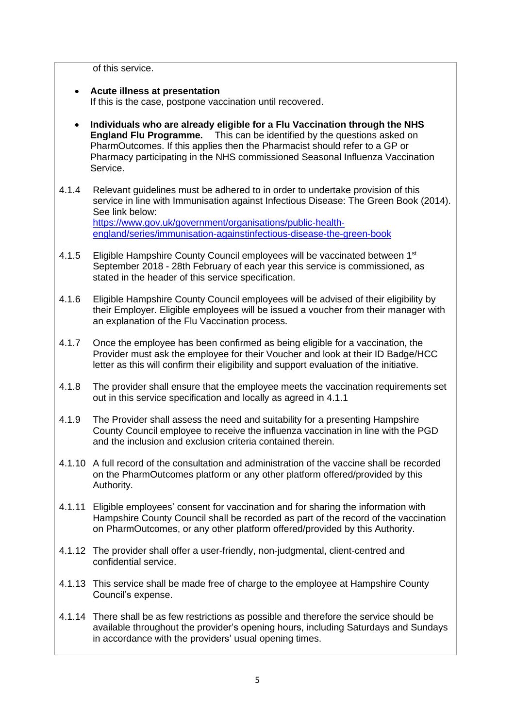of this service.

- **Acute illness at presentation**
  If this is the case, postpone vaccination until recovered.

- **Individuals who are already eligible for a Flu Vaccination through the NHS England Flu Programme.** This can be identified by the questions asked on PharmOutcomes. If this applies then the Pharmacist should refer to a GP or Pharmacy participating in the NHS commissioned Seasonal Influenza Vaccination Service.

4.1.4 Relevant guidelines must be adhered to in order to undertake provision of this service in line with Immunisation against Infectious Disease: The Green Book (2014). See link below:
[https://www.gov.uk/government/organisations/public-health-england/series/immunisation-againstinfectious-disease-the-green-book](https://www.gov.uk/government/organisations/public-health-england/series/immunisation-againstinfectious-disease-the-green-book)

4.1.5 Eligible Hampshire County Council employees will be vaccinated between 1st September 2018 - 28th February of each year this service is commissioned, as stated in the header of this service specification.

4.1.6 Eligible Hampshire County Council employees will be advised of their eligibility by their Employer. Eligible employees will be issued a voucher from their manager with an explanation of the Flu Vaccination process.

4.1.7 Once the employee has been confirmed as being eligible for a vaccination, the Provider must ask the employee for their Voucher and look at their ID Badge/HCC letter as this will confirm their eligibility and support evaluation of the initiative.

4.1.8 The provider shall ensure that the employee meets the vaccination requirements set out in this service specification and locally as agreed in 4.1.1

4.1.9 The Provider shall assess the need and suitability for a presenting Hampshire County Council employee to receive the influenza vaccination in line with the PGD and the inclusion and exclusion criteria contained therein.

4.1.10 A full record of the consultation and administration of the vaccine shall be recorded on the PharmOutcomes platform or any other platform offered/provided by this Authority.

4.1.11 Eligible employees' consent for vaccination and for sharing the information with Hampshire County Council shall be recorded as part of the record of the vaccination on PharmOutcomes, or any other platform offered/provided by this Authority.

4.1.12 The provider shall offer a user-friendly, non-judgmental, client-centred and confidential service.

4.1.13 This service shall be made free of charge to the employee at Hampshire County Council's expense.

4.1.14 There shall be as few restrictions as possible and therefore the service should be available throughout the provider's opening hours, including Saturdays and Sundays in accordance with the providers' usual opening times.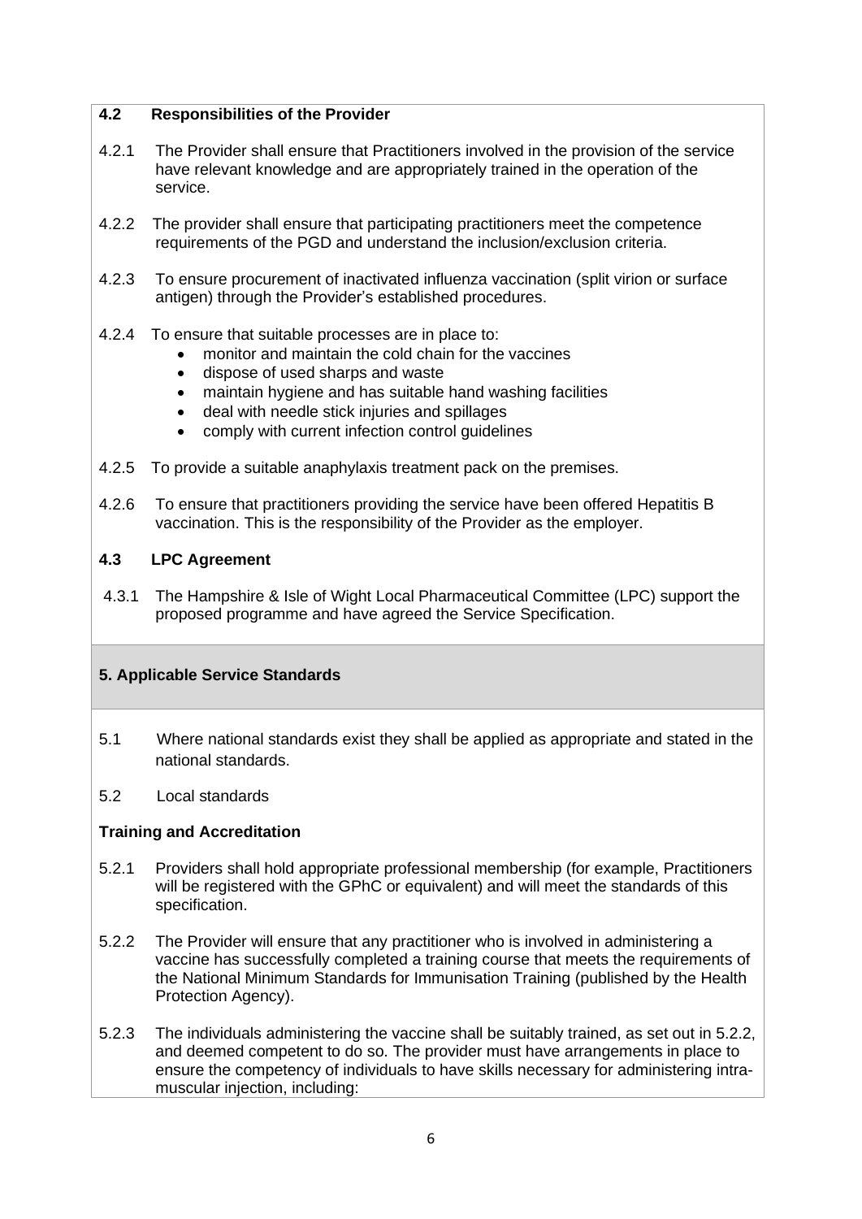### 4.2 Responsibilities of the Provider

4.2.1 The Provider shall ensure that Practitioners involved in the provision of the service have relevant knowledge and are appropriately trained in the operation of the service.

4.2.2 The provider shall ensure that participating practitioners meet the competence requirements of the PGD and understand the inclusion/exclusion criteria.

4.2.3 To ensure procurement of inactivated influenza vaccination (split virion or surface antigen) through the Provider's established procedures.

4.2.4 To ensure that suitable processes are in place to:

- monitor and maintain the cold chain for the vaccines
- dispose of used sharps and waste
- maintain hygiene and has suitable hand washing facilities
- deal with needle stick injuries and spillages
- comply with current infection control guidelines

4.2.5 To provide a suitable anaphylaxis treatment pack on the premises.

4.2.6 To ensure that practitioners providing the service have been offered Hepatitis B vaccination. This is the responsibility of the Provider as the employer.

### 4.3 LPC Agreement

4.3.1 The Hampshire & Isle of Wight Local Pharmaceutical Committee (LPC) support the proposed programme and have agreed the Service Specification.

## 5. Applicable Service Standards

5.1 Where national standards exist they shall be applied as appropriate and stated in the national standards.

5.2 Local standards

**Training and Accreditation**

5.2.1 Providers shall hold appropriate professional membership (for example, Practitioners will be registered with the GPhC or equivalent) and will meet the standards of this specification.

5.2.2 The Provider will ensure that any practitioner who is involved in administering a vaccine has successfully completed a training course that meets the requirements of the National Minimum Standards for Immunisation Training (published by the Health Protection Agency).

5.2.3 The individuals administering the vaccine shall be suitably trained, as set out in 5.2.2, and deemed competent to do so. The provider must have arrangements in place to ensure the competency of individuals to have skills necessary for administering intra-muscular injection, including: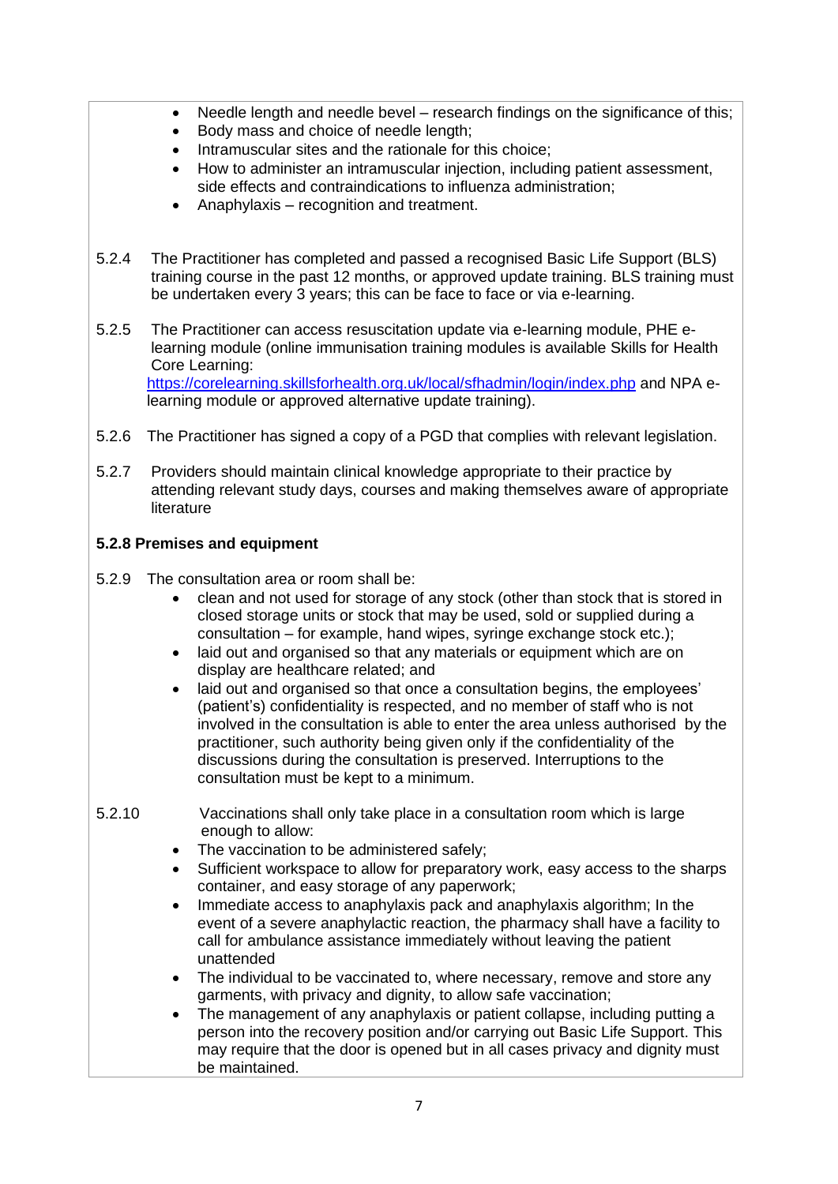- Needle length and needle bevel – research findings on the significance of this;
- Body mass and choice of needle length;
- Intramuscular sites and the rationale for this choice;
- How to administer an intramuscular injection, including patient assessment, side effects and contraindications to influenza administration;
- Anaphylaxis – recognition and treatment.

5.2.4 The Practitioner has completed and passed a recognised Basic Life Support (BLS) training course in the past 12 months, or approved update training. BLS training must be undertaken every 3 years; this can be face to face or via e-learning.

5.2.5 The Practitioner can access resuscitation update via e-learning module, PHE e-learning module (online immunisation training modules is available Skills for Health Core Learning: https://corelearning.skillsforhealth.org.uk/local/sfhadmin/login/index.php and NPA e-learning module or approved alternative update training).

5.2.6 The Practitioner has signed a copy of a PGD that complies with relevant legislation.

5.2.7 Providers should maintain clinical knowledge appropriate to their practice by attending relevant study days, courses and making themselves aware of appropriate literature

**5.2.8 Premises and equipment**

5.2.9 The consultation area or room shall be:

- clean and not used for storage of any stock (other than stock that is stored in closed storage units or stock that may be used, sold or supplied during a consultation – for example, hand wipes, syringe exchange stock etc.);
- laid out and organised so that any materials or equipment which are on display are healthcare related; and
- laid out and organised so that once a consultation begins, the employees' (patient's) confidentiality is respected, and no member of staff who is not involved in the consultation is able to enter the area unless authorised by the practitioner, such authority being given only if the confidentiality of the discussions during the consultation is preserved. Interruptions to the consultation must be kept to a minimum.

5.2.10 Vaccinations shall only take place in a consultation room which is large enough to allow:

- The vaccination to be administered safely;
- Sufficient workspace to allow for preparatory work, easy access to the sharps container, and easy storage of any paperwork;
- Immediate access to anaphylaxis pack and anaphylaxis algorithm; In the event of a severe anaphylactic reaction, the pharmacy shall have a facility to call for ambulance assistance immediately without leaving the patient unattended
- The individual to be vaccinated to, where necessary, remove and store any garments, with privacy and dignity, to allow safe vaccination;
- The management of any anaphylaxis or patient collapse, including putting a person into the recovery position and/or carrying out Basic Life Support. This may require that the door is opened but in all cases privacy and dignity must be maintained.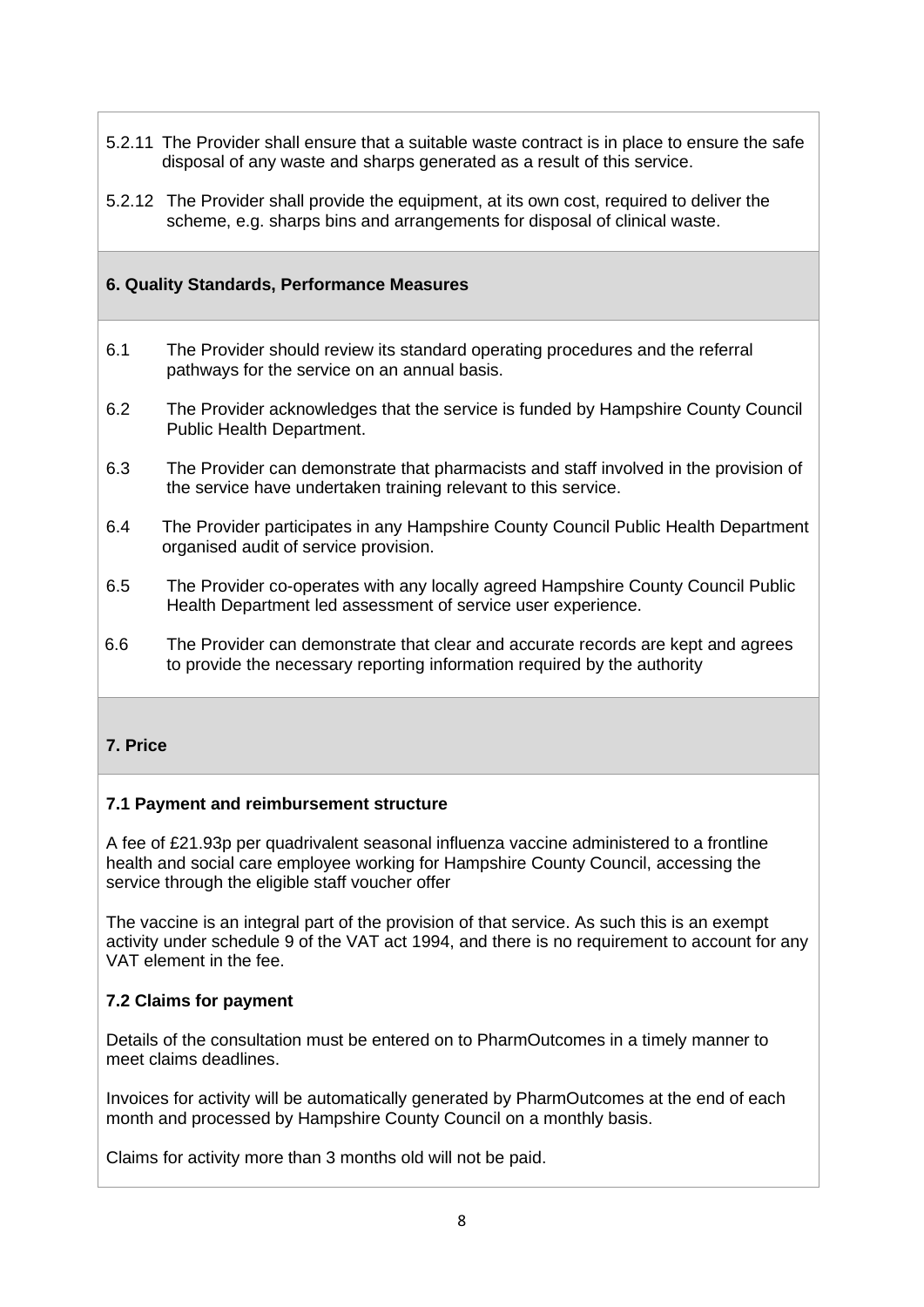5.2.11 The Provider shall ensure that a suitable waste contract is in place to ensure the safe disposal of any waste and sharps generated as a result of this service.

5.2.12 The Provider shall provide the equipment, at its own cost, required to deliver the scheme, e.g. sharps bins and arrangements for disposal of clinical waste.

## 6. Quality Standards, Performance Measures

6.1 The Provider should review its standard operating procedures and the referral pathways for the service on an annual basis.

6.2 The Provider acknowledges that the service is funded by Hampshire County Council Public Health Department.

6.3 The Provider can demonstrate that pharmacists and staff involved in the provision of the service have undertaken training relevant to this service.

6.4 The Provider participates in any Hampshire County Council Public Health Department organised audit of service provision.

6.5 The Provider co-operates with any locally agreed Hampshire County Council Public Health Department led assessment of service user experience.

6.6 The Provider can demonstrate that clear and accurate records are kept and agrees to provide the necessary reporting information required by the authority

## 7. Price

### 7.1 Payment and reimbursement structure

A fee of £21.93p per quadrivalent seasonal influenza vaccine administered to a frontline health and social care employee working for Hampshire County Council, accessing the service through the eligible staff voucher offer

The vaccine is an integral part of the provision of that service. As such this is an exempt activity under schedule 9 of the VAT act 1994, and there is no requirement to account for any VAT element in the fee.

### 7.2 Claims for payment

Details of the consultation must be entered on to PharmOutcomes in a timely manner to meet claims deadlines.

Invoices for activity will be automatically generated by PharmOutcomes at the end of each month and processed by Hampshire County Council on a monthly basis.

Claims for activity more than 3 months old will not be paid.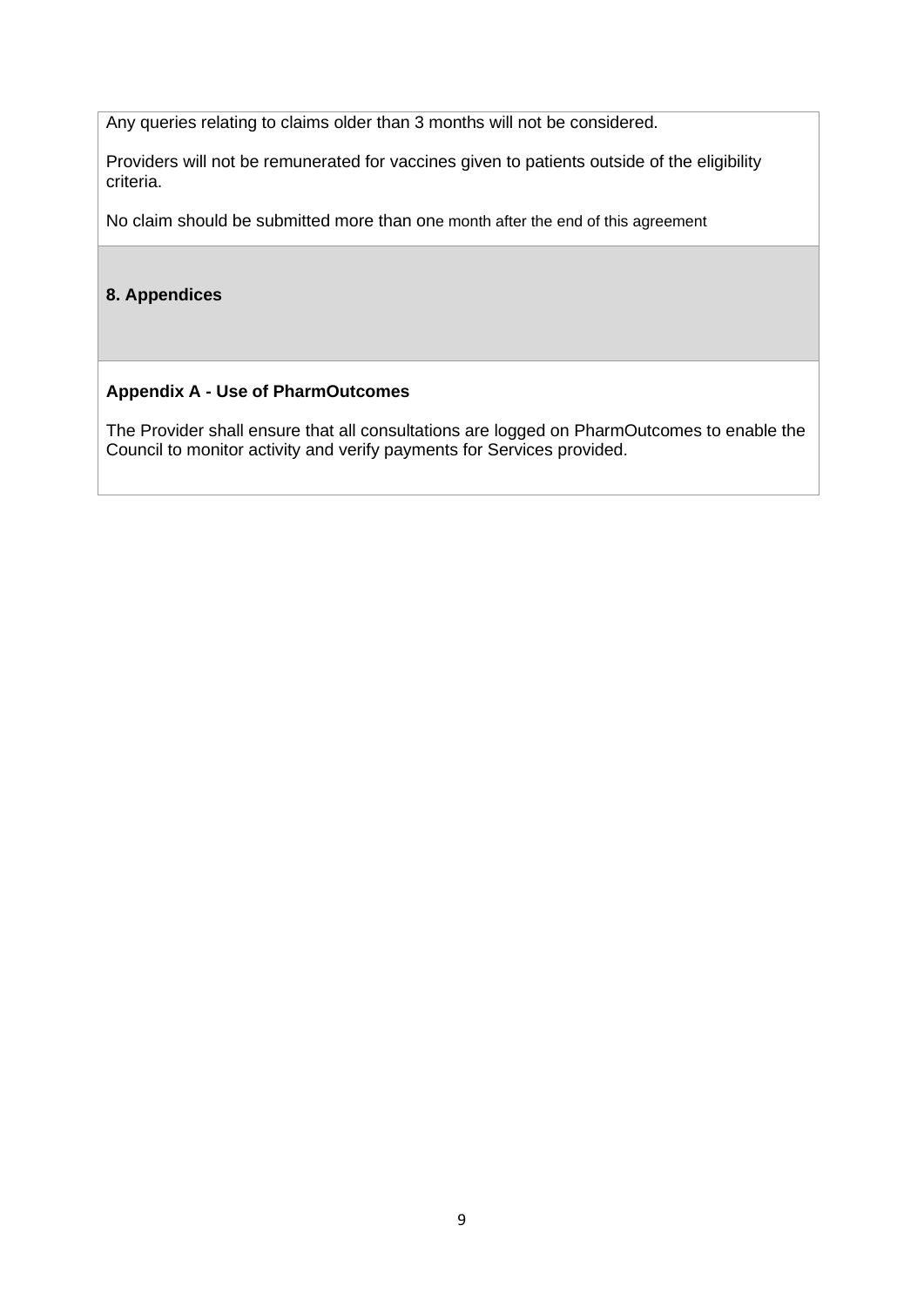Any queries relating to claims older than 3 months will not be considered.

Providers will not be remunerated for vaccines given to patients outside of the eligibility criteria.

No claim should be submitted more than one month after the end of this agreement

## 8. Appendices

### Appendix A - Use of PharmOutcomes

The Provider shall ensure that all consultations are logged on PharmOutcomes to enable the Council to monitor activity and verify payments for Services provided.